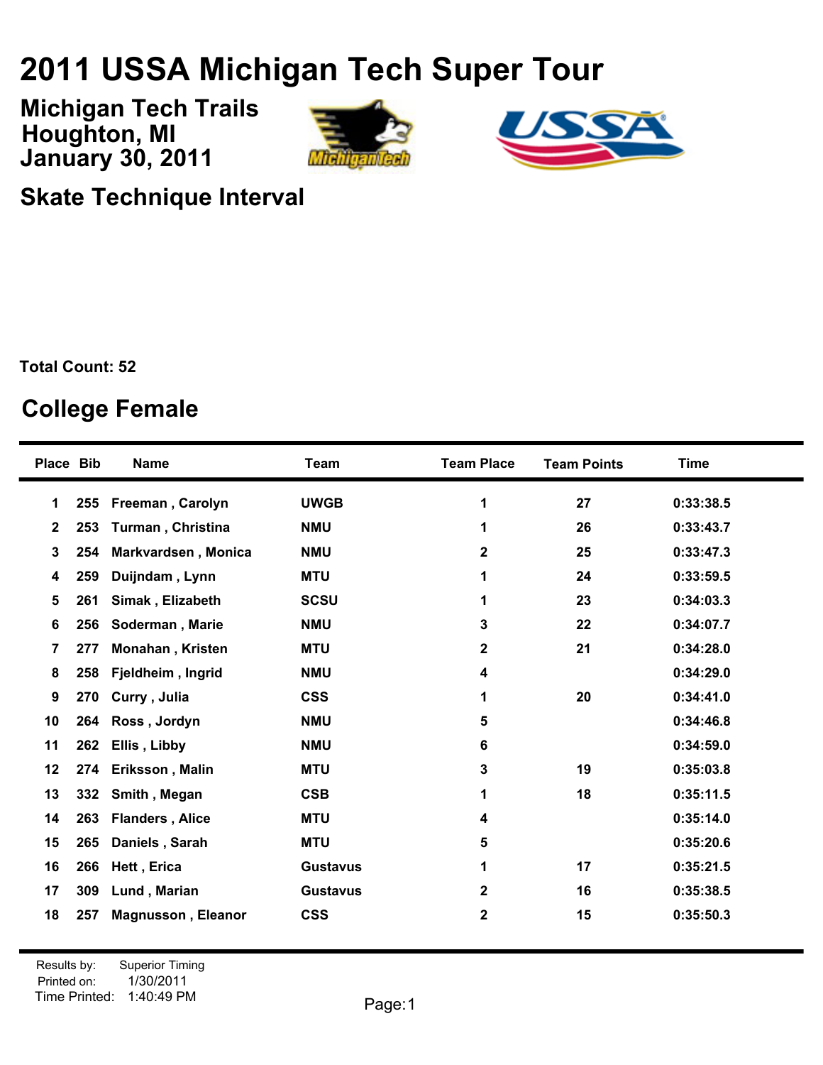# 2011 USSA Michigan Tech Super Tour

## Michigan Tech Trails
## Houghton, MI
## January 30, 2011

## Skate Technique Interval

**Total Count: 52**

## College Female

| Place | Bib | Name | Team | Team Place | Team Points | Time |
|---|---|---|---|---|---|---|
| 1 | 255 | Freeman , Carolyn | UWGB | 1 | 27 | 0:33:38.5 |
| 2 | 253 | Turman , Christina | NMU | 1 | 26 | 0:33:43.7 |
| 3 | 254 | Markvardsen , Monica | NMU | 2 | 25 | 0:33:47.3 |
| 4 | 259 | Duijndam , Lynn | MTU | 1 | 24 | 0:33:59.5 |
| 5 | 261 | Simak , Elizabeth | SCSU | 1 | 23 | 0:34:03.3 |
| 6 | 256 | Soderman , Marie | NMU | 3 | 22 | 0:34:07.7 |
| 7 | 277 | Monahan , Kristen | MTU | 2 | 21 | 0:34:28.0 |
| 8 | 258 | Fjeldheim , Ingrid | NMU | 4 | | 0:34:29.0 |
| 9 | 270 | Curry , Julia | CSS | 1 | 20 | 0:34:41.0 |
| 10 | 264 | Ross , Jordyn | NMU | 5 | | 0:34:46.8 |
| 11 | 262 | Ellis , Libby | NMU | 6 | | 0:34:59.0 |
| 12 | 274 | Eriksson , Malin | MTU | 3 | 19 | 0:35:03.8 |
| 13 | 332 | Smith , Megan | CSB | 1 | 18 | 0:35:11.5 |
| 14 | 263 | Flanders , Alice | MTU | 4 | | 0:35:14.0 |
| 15 | 265 | Daniels , Sarah | MTU | 5 | | 0:35:20.6 |
| 16 | 266 | Hett , Erica | Gustavus | 1 | 17 | 0:35:21.5 |
| 17 | 309 | Lund , Marian | Gustavus | 2 | 16 | 0:35:38.5 |
| 18 | 257 | Magnusson , Eleanor | CSS | 2 | 15 | 0:35:50.3 |

Results by: Superior Timing
Printed on: 1/30/2011
Time Printed: 1:40:49 PM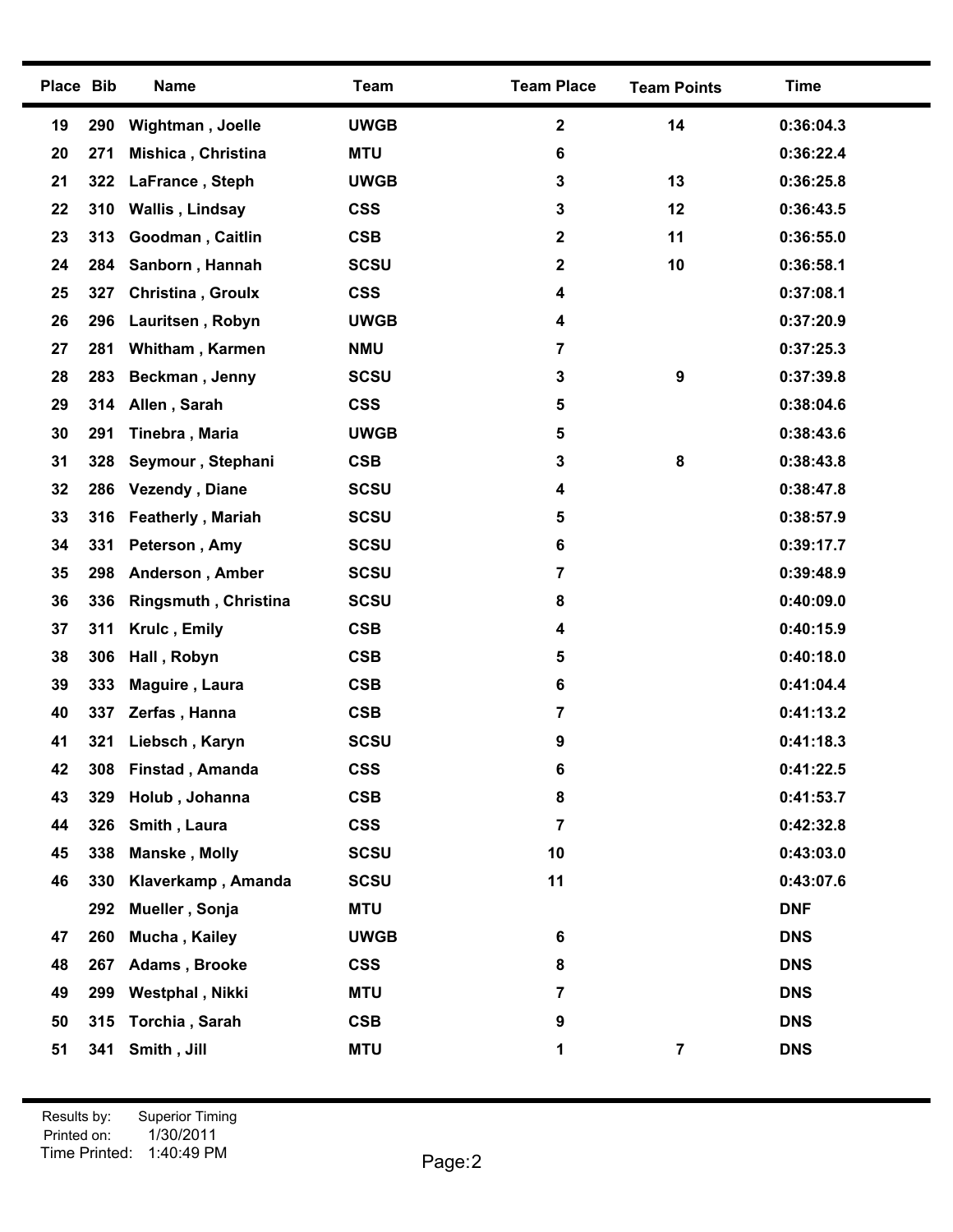| Place | Bib | Name | Team | Team Place | Team Points | Time |
|---|---|---|---|---|---|---|
| 19 | 290 | Wightman , Joelle | UWGB | 2 | 14 | 0:36:04.3 |
| 20 | 271 | Mishica , Christina | MTU | 6 | | 0:36:22.4 |
| 21 | 322 | LaFrance , Steph | UWGB | 3 | 13 | 0:36:25.8 |
| 22 | 310 | Wallis , Lindsay | CSS | 3 | 12 | 0:36:43.5 |
| 23 | 313 | Goodman , Caitlin | CSB | 2 | 11 | 0:36:55.0 |
| 24 | 284 | Sanborn , Hannah | SCSU | 2 | 10 | 0:36:58.1 |
| 25 | 327 | Christina , Groulx | CSS | 4 | | 0:37:08.1 |
| 26 | 296 | Lauritsen , Robyn | UWGB | 4 | | 0:37:20.9 |
| 27 | 281 | Whitham , Karmen | NMU | 7 | | 0:37:25.3 |
| 28 | 283 | Beckman , Jenny | SCSU | 3 | 9 | 0:37:39.8 |
| 29 | 314 | Allen , Sarah | CSS | 5 | | 0:38:04.6 |
| 30 | 291 | Tinebra , Maria | UWGB | 5 | | 0:38:43.6 |
| 31 | 328 | Seymour , Stephani | CSB | 3 | 8 | 0:38:43.8 |
| 32 | 286 | Vezendy , Diane | SCSU | 4 | | 0:38:47.8 |
| 33 | 316 | Featherly , Mariah | SCSU | 5 | | 0:38:57.9 |
| 34 | 331 | Peterson , Amy | SCSU | 6 | | 0:39:17.7 |
| 35 | 298 | Anderson , Amber | SCSU | 7 | | 0:39:48.9 |
| 36 | 336 | Ringsmuth , Christina | SCSU | 8 | | 0:40:09.0 |
| 37 | 311 | Krulc , Emily | CSB | 4 | | 0:40:15.9 |
| 38 | 306 | Hall , Robyn | CSB | 5 | | 0:40:18.0 |
| 39 | 333 | Maguire , Laura | CSB | 6 | | 0:41:04.4 |
| 40 | 337 | Zerfas , Hanna | CSB | 7 | | 0:41:13.2 |
| 41 | 321 | Liebsch , Karyn | SCSU | 9 | | 0:41:18.3 |
| 42 | 308 | Finstad , Amanda | CSS | 6 | | 0:41:22.5 |
| 43 | 329 | Holub , Johanna | CSB | 8 | | 0:41:53.7 |
| 44 | 326 | Smith , Laura | CSS | 7 | | 0:42:32.8 |
| 45 | 338 | Manske , Molly | SCSU | 10 | | 0:43:03.0 |
| 46 | 330 | Klaverkamp , Amanda | SCSU | 11 | | 0:43:07.6 |
| | 292 | Mueller , Sonja | MTU | | | DNF |
| 47 | 260 | Mucha , Kailey | UWGB | 6 | | DNS |
| 48 | 267 | Adams , Brooke | CSS | 8 | | DNS |
| 49 | 299 | Westphal , Nikki | MTU | 7 | | DNS |
| 50 | 315 | Torchia , Sarah | CSB | 9 | | DNS |
| 51 | 341 | Smith , Jill | MTU | 1 | 7 | DNS |

Results by: Superior Timing
Printed on: 1/30/2011
Time Printed: 1:40:49 PM